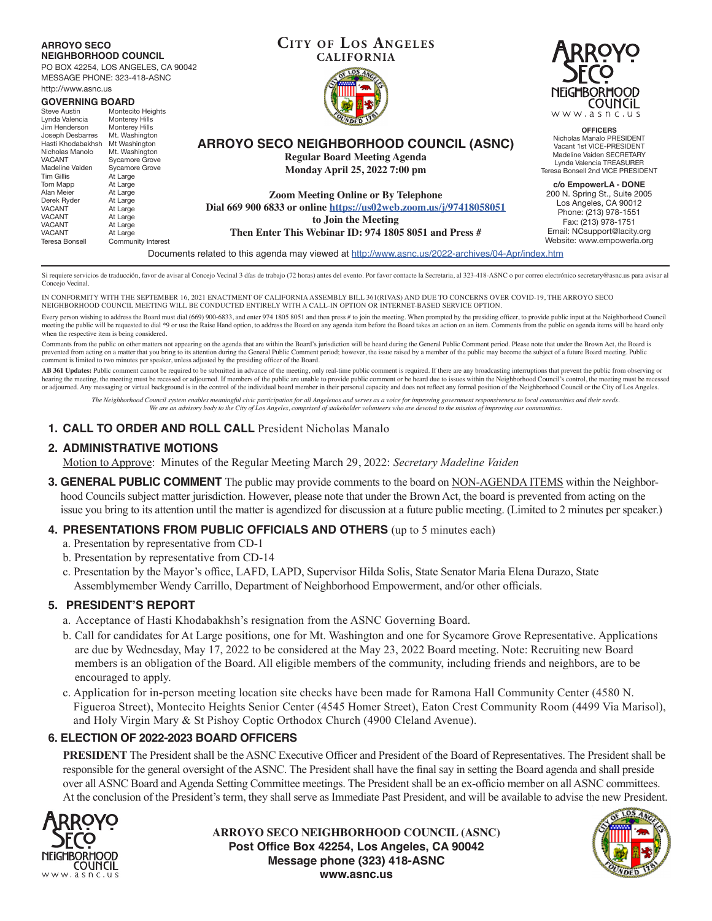**ARROYO SECO NEIGHBORHOOD COUNCIL**
PO BOX 42254, LOS ANGELES, CA 90042
MESSAGE PHONE: 323-418-ASNC
http://www.asnc.us

**GOVERNING BOARD**

| Name | Area |
|---|---|
| Steve Austin | Montecito Heights |
| Lynda Valencia | Monterey Hills |
| Jim Henderson | Monterey Hills |
| Joseph Desbarres | Mt. Washington |
| Hasti Khodabakhsh | Mt Washington |
| Nicholas Manolo | Mt. Washington |
| VACANT | Sycamore Grove |
| Madeline Vaiden | Sycamore Grove |
| Tim Gillis | At Large |
| Tom Mapp | At Large |
| Alan Meier | At Large |
| Derek Ryder | At Large |
| VACANT | At Large |
| VACANT | At Large |
| VACANT | At Large |
| VACANT | At Large |
| Teresa Bonsell | Community Interest |

**CITY OF LOS ANGELES**
**CALIFORNIA**

**OFFICERS**
Nicholas Manalo PRESIDENT
Vacant 1st VICE-PRESIDENT
Madeline Vaiden SECRETARY
Lynda Valencia TREASURER
Teresa Bonsell 2nd VICE PRESIDENT

**c/o EmpowerLA - DONE**
200 N. Spring St., Suite 2005
Los Angeles, CA 90012
Phone: (213) 978-1551
Fax: (213) 978-1751
Email: NCsupport@lacity.org
Website: www.empowerla.org

# ARROYO SECO NEIGHBORHOOD COUNCIL (ASNC)

**Regular Board Meeting Agenda**
**Monday April 25, 2022 7:00 pm**

**Zoom Meeting Online or By Telephone**
**Dial 669 900 6833 or online https://us02web.zoom.us/j/97418058051**
**to Join the Meeting**
**Then Enter This Webinar ID: 974 1805 8051 and Press #**

Documents related to this agenda may viewed at http://www.asnc.us/2022-archives/04-Apr/index.htm

Si requiere servicios de traducción, favor de avisar al Concejo Vecinal 3 días de trabajo (72 horas) antes del evento. Por favor contacte la Secretaria, al 323-418-ASNC o por correo electrónico secretary@asnc.us para avisar al Concejo Vecinal.

IN CONFORMITY WITH THE SEPTEMBER 16, 2021 ENACTMENT OF CALIFORNIA ASSEMBLY BILL 361(RIVAS) AND DUE TO CONCERNS OVER COVID-19, THE ARROYO SECO NEIGHBORHOOD COUNCIL MEETING WILL BE CONDUCTED ENTIRELY WITH A CALL-IN OPTION OR INTERNET-BASED SERVICE OPTION.

Every person wishing to address the Board must dial (669) 900-6833, and enter 974 1805 8051 and then press # to join the meeting. When prompted by the presiding officer, to provide public input at the Neighborhood Council meeting the public will be requested to dial *9 or use the Raise Hand option, to address the Board on any agenda item before the Board takes an action on an item. Comments from the public on agenda items will be heard only when the respective item is being considered.

Comments from the public on other matters not appearing on the agenda that are within the Board's jurisdiction will be heard during the General Public Comment period. Please note that under the Brown Act, the Board is prevented from acting on a matter that you bring to its attention during the General Public Comment period; however, the issue raised by a member of the public may become the subject of a future Board meeting. Public comment is limited to two minutes per speaker, unless adjusted by the presiding officer of the Board.

**AB 361 Updates:** Public comment cannot be required to be submitted in advance of the meeting, only real-time public comment is required. If there are any broadcasting interruptions that prevent the public from observing or hearing the meeting, the meeting must be recessed or adjourned. If members of the public are unable to provide public comment or be heard due to issues within the Neighborhood Council's control, the meeting must be recessed or adjourned. Any messaging or virtual background is in the control of the individual board member in their personal capacity and does not reflect any formal position of the Neighborhood Council or the City of Los Angeles.

*The Neighborhood Council system enables meaningful civic participation for all Angelenos and serves as a voice for improving government responsiveness to local communities and their needs. We are an advisory body to the City of Los Angeles, comprised of stakeholder volunteers who are devoted to the mission of improving our communities.*

## 1. CALL TO ORDER AND ROLL CALL
President Nicholas Manalo

## 2. ADMINISTRATIVE MOTIONS

Motion to Approve: Minutes of the Regular Meeting March 29, 2022: *Secretary Madeline Vaiden*

## 3. GENERAL PUBLIC COMMENT

The public may provide comments to the board on NON-AGENDA ITEMS within the Neighborhood Councils subject matter jurisdiction. However, please note that under the Brown Act, the board is prevented from acting on the issue you bring to its attention until the matter is agendized for discussion at a future public meeting. (Limited to 2 minutes per speaker.)

## 4. PRESENTATIONS FROM PUBLIC OFFICIALS AND OTHERS (up to 5 minutes each)

a. Presentation by representative from CD-1
b. Presentation by representative from CD-14
c. Presentation by the Mayor's office, LAFD, LAPD, Supervisor Hilda Solis, State Senator Maria Elena Durazo, State Assemblymember Wendy Carrillo, Department of Neighborhood Empowerment, and/or other officials.

## 5. PRESIDENT'S REPORT

a. Acceptance of Hasti Khodabakhsh's resignation from the ASNC Governing Board.
b. Call for candidates for At Large positions, one for Mt. Washington and one for Sycamore Grove Representative. Applications are due by Wednesday, May 17, 2022 to be considered at the May 23, 2022 Board meeting. Note: Recruiting new Board members is an obligation of the Board. All eligible members of the community, including friends and neighbors, are to be encouraged to apply.
c. Application for in-person meeting location site checks have been made for Ramona Hall Community Center (4580 N. Figueroa Street), Montecito Heights Senior Center (4545 Homer Street), Eaton Crest Community Room (4499 Via Marisol), and Holy Virgin Mary & St Pishoy Coptic Orthodox Church (4900 Cleland Avenue).

## 6. ELECTION OF 2022-2023 BOARD OFFICERS

**PRESIDENT** The President shall be the ASNC Executive Officer and President of the Board of Representatives. The President shall be responsible for the general oversight of the ASNC. The President shall have the final say in setting the Board agenda and shall preside over all ASNC Board and Agenda Setting Committee meetings. The President shall be an ex-officio member on all ASNC committees. At the conclusion of the President's term, they shall serve as Immediate Past President, and will be available to advise the new President.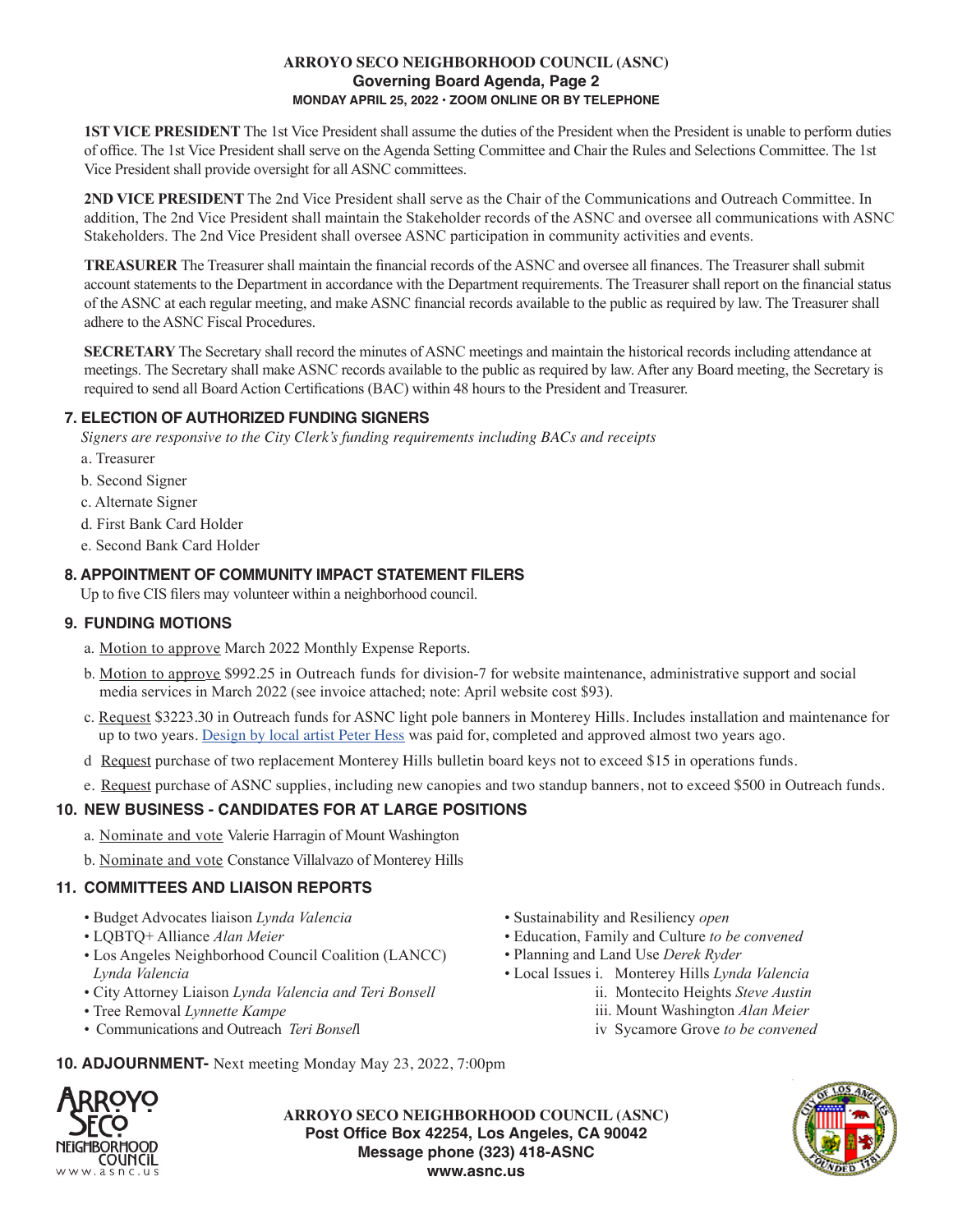**1ST VICE PRESIDENT** The 1st Vice President shall assume the duties of the President when the President is unable to perform duties of office. The 1st Vice President shall serve on the Agenda Setting Committee and Chair the Rules and Selections Committee. The 1st Vice President shall provide oversight for all ASNC committees.

**2ND VICE PRESIDENT** The 2nd Vice President shall serve as the Chair of the Communications and Outreach Committee. In addition, The 2nd Vice President shall maintain the Stakeholder records of the ASNC and oversee all communications with ASNC Stakeholders. The 2nd Vice President shall oversee ASNC participation in community activities and events.

**TREASURER** The Treasurer shall maintain the financial records of the ASNC and oversee all finances. The Treasurer shall submit account statements to the Department in accordance with the Department requirements. The Treasurer shall report on the financial status of the ASNC at each regular meeting, and make ASNC financial records available to the public as required by law. The Treasurer shall adhere to the ASNC Fiscal Procedures.

**SECRETARY** The Secretary shall record the minutes of ASNC meetings and maintain the historical records including attendance at meetings. The Secretary shall make ASNC records available to the public as required by law. After any Board meeting, the Secretary is required to send all Board Action Certifications (BAC) within 48 hours to the President and Treasurer.

## 7. ELECTION OF AUTHORIZED FUNDING SIGNERS

*Signers are responsive to the City Clerk's funding requirements including BACs and receipts*

a. Treasurer

b. Second Signer

c. Alternate Signer

d. First Bank Card Holder

e. Second Bank Card Holder

## 8. APPOINTMENT OF COMMUNITY IMPACT STATEMENT FILERS

Up to five CIS filers may volunteer within a neighborhood council.

## 9. FUNDING MOTIONS

a. Motion to approve March 2022 Monthly Expense Reports.

b. Motion to approve $992.25 in Outreach funds for division-7 for website maintenance, administrative support and social media services in March 2022 (see invoice attached; note: April website cost $93).

c. Request $3223.30 in Outreach funds for ASNC light pole banners in Monterey Hills. Includes installation and maintenance for up to two years. Design by local artist Peter Hess was paid for, completed and approved almost two years ago.

d Request purchase of two replacement Monterey Hills bulletin board keys not to exceed $15 in operations funds.

e. Request purchase of ASNC supplies, including new canopies and two standup banners, not to exceed $500 in Outreach funds.

## 10. NEW BUSINESS - CANDIDATES FOR AT LARGE POSITIONS

a. Nominate and vote Valerie Harragin of Mount Washington

b. Nominate and vote Constance Villalvazo of Monterey Hills

## 11. COMMITTEES AND LIAISON REPORTS

- Budget Advocates liaison *Lynda Valencia*
- LQBTQ+ Alliance *Alan Meier*
- Los Angeles Neighborhood Council Coalition (LANCC) *Lynda Valencia*
- City Attorney Liaison *Lynda Valencia and Teri Bonsell*
- Tree Removal *Lynnette Kampe*
- Communications and Outreach *Teri Bonsell*
- Sustainability and Resiliency *open*
- Education, Family and Culture *to be convened*
- Planning and Land Use *Derek Ryder*
- Local Issues
  - i. Monterey Hills *Lynda Valencia*
  - ii. Montecito Heights *Steve Austin*
  - iii. Mount Washington *Alan Meier*
  - iv Sycamore Grove *to be convened*

## 10. ADJOURNMENT- Next meeting Monday May 23, 2022, 7:00pm

**ARROYO SECO NEIGHBORHOOD COUNCIL (ASNC)**
**Post Office Box 42254, Los Angeles, CA 90042**
**Message phone (323) 418-ASNC**
**www.asnc.us**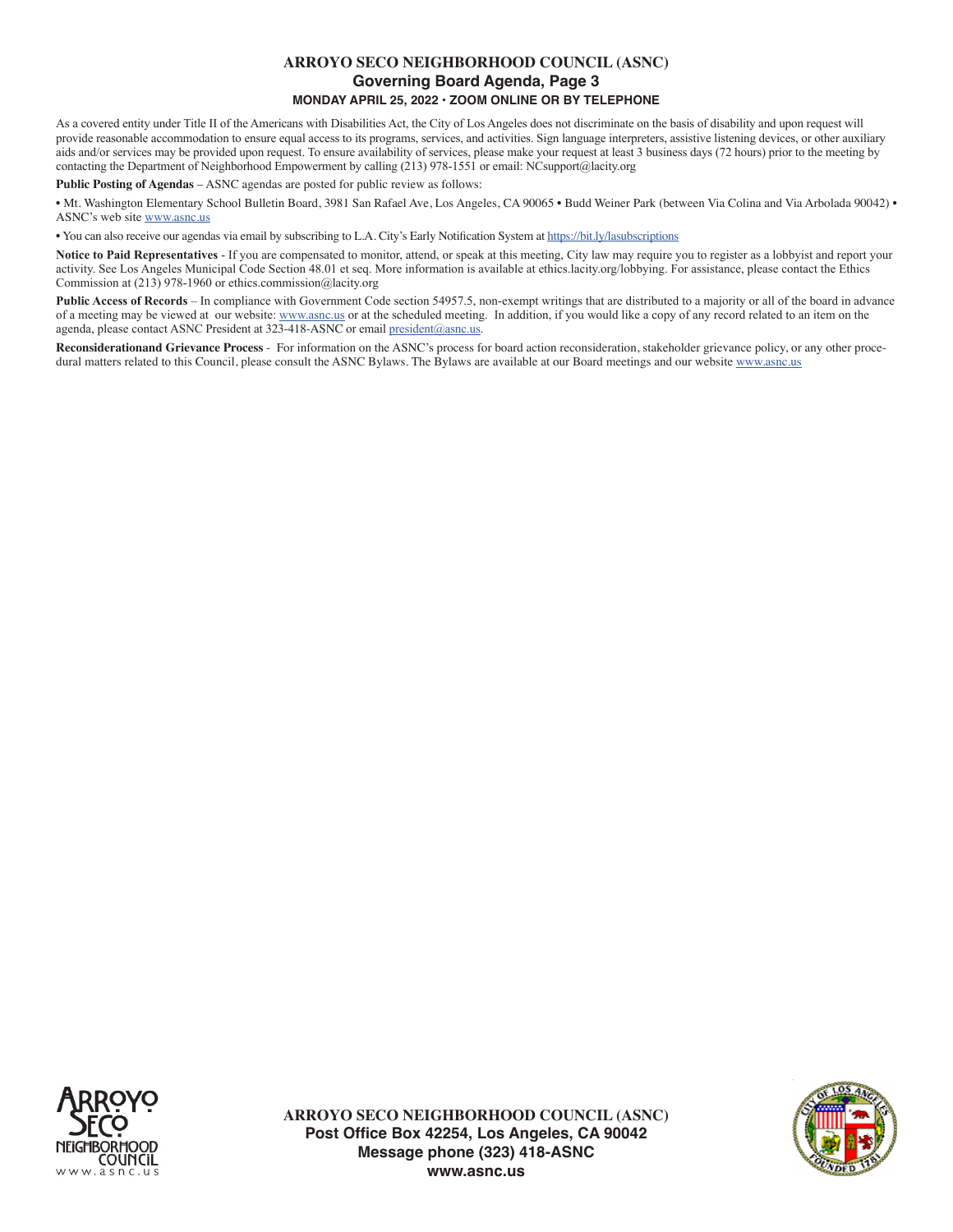As a covered entity under Title II of the Americans with Disabilities Act, the City of Los Angeles does not discriminate on the basis of disability and upon request will provide reasonable accommodation to ensure equal access to its programs, services, and activities. Sign language interpreters, assistive listening devices, or other auxiliary aids and/or services may be provided upon request. To ensure availability of services, please make your request at least 3 business days (72 hours) prior to the meeting by contacting the Department of Neighborhood Empowerment by calling (213) 978-1551 or email: NCsupport@lacity.org

**Public Posting of Agendas** – ASNC agendas are posted for public review as follows:

• Mt. Washington Elementary School Bulletin Board, 3981 San Rafael Ave, Los Angeles, CA 90065 • Budd Weiner Park (between Via Colina and Via Arbolada 90042) • ASNC's web site www.asnc.us

• You can also receive our agendas via email by subscribing to L.A. City's Early Notification System at https://bit.ly/lasubscriptions

**Notice to Paid Representatives** - If you are compensated to monitor, attend, or speak at this meeting, City law may require you to register as a lobbyist and report your activity. See Los Angeles Municipal Code Section 48.01 et seq. More information is available at ethics.lacity.org/lobbying. For assistance, please contact the Ethics Commission at (213) 978-1960 or ethics.commission@lacity.org

**Public Access of Records** – In compliance with Government Code section 54957.5, non-exempt writings that are distributed to a majority or all of the board in advance of a meeting may be viewed at our website: www.asnc.us or at the scheduled meeting. In addition, if you would like a copy of any record related to an item on the agenda, please contact ASNC President at 323-418-ASNC or email president@asnc.us.

**Reconsiderationand Grievance Process** - For information on the ASNC's process for board action reconsideration, stakeholder grievance policy, or any other procedural matters related to this Council, please consult the ASNC Bylaws. The Bylaws are available at our Board meetings and our website www.asnc.us

**ARROYO SECO NEIGHBORHOOD COUNCIL (ASNC)**
**Post Office Box 42254, Los Angeles, CA 90042**
**Message phone (323) 418-ASNC**
**www.asnc.us**